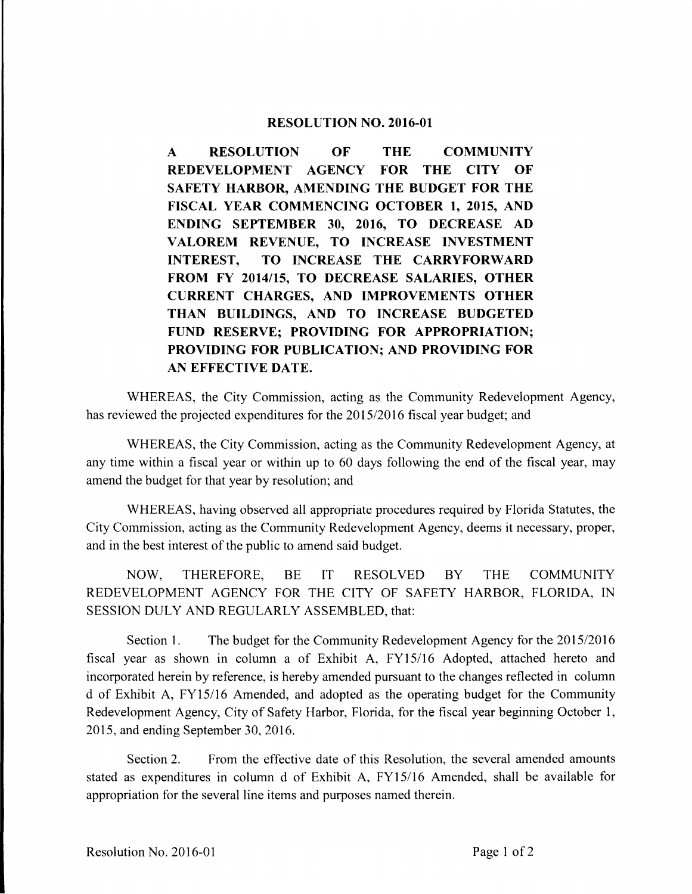# RESOLUTION NO. 2016-01

**A RESOLUTION OF THE COMMUNITY REDEVELOPMENT AGENCY FOR THE CITY OF SAFETY HARBOR, AMENDING THE BUDGET FOR THE FISCAL YEAR COMMENCING OCTOBER 1, 2015, AND ENDING SEPTEMBER 30, 2016, TO DECREASE AD VALOREM REVENUE, TO INCREASE INVESTMENT INTEREST, TO INCREASE THE CARRYFORWARD FROM FY 2014/15, TO DECREASE SALARIES, OTHER CURRENT CHARGES, AND IMPROVEMENTS OTHER THAN BUILDINGS, AND TO INCREASE BUDGETED FUND RESERVE; PROVIDING FOR APPROPRIATION; PROVIDING FOR PUBLICATION; AND PROVIDING FOR AN EFFECTIVE DATE.**

WHEREAS, the City Commission, acting as the Community Redevelopment Agency, has reviewed the projected expenditures for the 2015/2016 fiscal year budget; and

WHEREAS, the City Commission, acting as the Community Redevelopment Agency, at any time within a fiscal year or within up to 60 days following the end of the fiscal year, may amend the budget for that year by resolution; and

WHEREAS, having observed all appropriate procedures required by Florida Statutes, the City Commission, acting as the Community Redevelopment Agency, deems it necessary, proper, and in the best interest of the public to amend said budget.

NOW, THEREFORE, BE IT RESOLVED BY THE COMMUNITY REDEVELOPMENT AGENCY FOR THE CITY OF SAFETY HARBOR, FLORIDA, IN SESSION DULY AND REGULARLY ASSEMBLED, that:

Section 1. The budget for the Community Redevelopment Agency for the 2015/2016 fiscal year as shown in column a of Exhibit A, FY15/16 Adopted, attached hereto and incorporated herein by reference, is hereby amended pursuant to the changes reflected in column d of Exhibit A, FY15/16 Amended, and adopted as the operating budget for the Community Redevelopment Agency, City of Safety Harbor, Florida, for the fiscal year beginning October 1, 2015, and ending September 30, 2016.

Section 2. From the effective date of this Resolution, the several amended amounts stated as expenditures in column d of Exhibit A, FY15/16 Amended, shall be available for appropriation for the several line items and purposes named therein.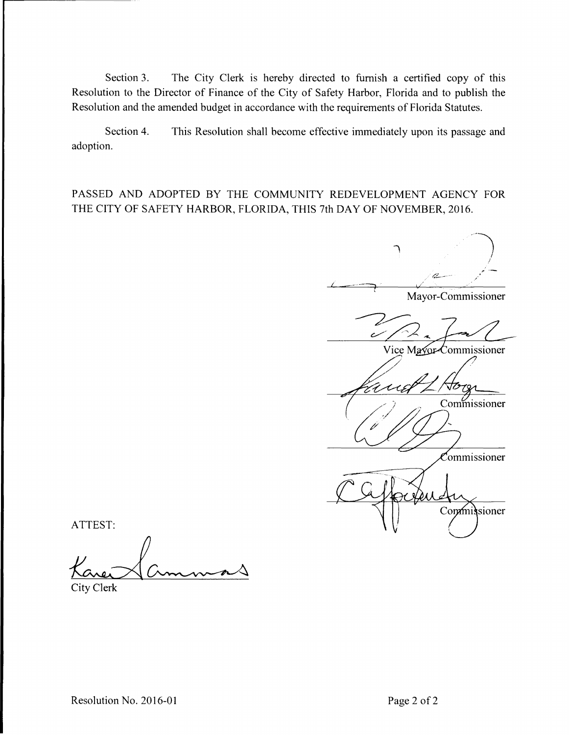Section 3. The City Clerk is hereby directed to furnish a certified copy of this Resolution to the Director of Finance of the City of Safety Harbor, Florida and to publish the Resolution and the amended budget in accordance with the requirements of Florida Statutes.

Section 4. This Resolution shall become effective immediately upon its passage and adoption.

PASSED AND ADOPTED BY THE COMMUNITY REDEVELOPMENT AGENCY FOR THE CITY OF SAFETY HARBOR, FLORIDA, THIS 7th DAY OF NOVEMBER, 2016.

Mayor-Commissioner

Vice Mayor-Commissioner

Commissioner

Commissioner

Commissioner

ATTEST:

City Clerk

Resolution No. 2016-01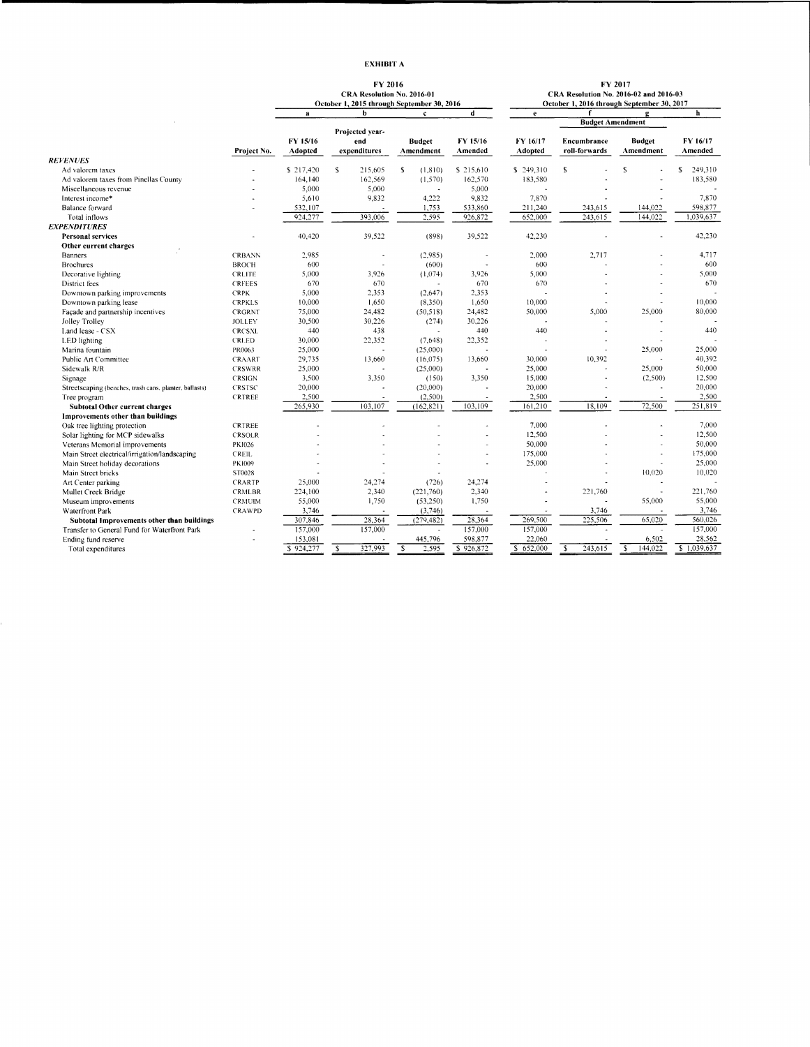# EXHIBIT A

| | | FY 2016 CRA Resolution No. 2016-01 October 1, 2015 through September 30, 2016 | | | | FY 2017 CRA Resolution No. 2016-02 and 2016-03 October 1, 2016 through September 30, 2017 | | | |
|---|---|---|---|---|---|---|---|---|---|
| | | a | b | c | d | e | f | g | h |
| | | | | | | | Budget Amendment | | |
| | Project No. | FY 15/16 Adopted | Projected year-end expenditures | Budget Amendment | FY 15/16 Amended | FY 16/17 Adopted | Encumbrance roll-forwards | Budget Amendment | FY 16/17 Amended |
| ***REVENUES*** | | | | | | | | | |
| Ad valorem taxes | - | $ 217,420 | $ 215,605 | $ (1,810) | $ 215,610 | $ 249,310 | $ - | $ - | $ 249,310 |
| Ad valorem taxes from Pinellas County | - | 164,140 | 162,569 | (1,570) | 162,570 | 183,580 | - | - | 183,580 |
| Miscellaneous revenue | - | 5,000 | 5,000 | - | 5,000 | - | - | - | - |
| Interest income* | - | 5,610 | 9,832 | 4,222 | 9,832 | 7,870 | - | - | 7,870 |
| Balance forward | - | 532,107 | - | 1,753 | 533,860 | 211,240 | 243,615 | 144,022 | 598,877 |
| Total inflows | | 924,277 | 393,006 | 2,595 | 926,872 | 652,000 | 243,615 | 144,022 | 1,039,637 |
| ***EXPENDITURES*** | | | | | | | | | |
| **Personal services** | - | 40,420 | 39,522 | (898) | 39,522 | 42,230 | - | - | 42,230 |
| **Other current charges** | | | | | | | | | |
| Banners | CRBANN | 2,985 | - | (2,985) | - | 2,000 | 2,717 | - | 4,717 |
| Brochures | BROCH | 600 | - | (600) | - | 600 | - | - | 600 |
| Decorative lighting | CRLITE | 5,000 | 3,926 | (1,074) | 3,926 | 5,000 | - | - | 5,000 |
| District fees | CRFEES | 670 | 670 | - | 670 | 670 | - | - | 670 |
| Downtown parking improvements | CRPK | 5,000 | 2,353 | (2,647) | 2,353 | - | - | - | - |
| Downtown parking lease | CRPKLS | 10,000 | 1,650 | (8,350) | 1,650 | 10,000 | - | - | 10,000 |
| Façade and partnership incentives | CRGRNT | 75,000 | 24,482 | (50,518) | 24,482 | 50,000 | 5,000 | 25,000 | 80,000 |
| Jolley Trolley | JOLLEY | 30,500 | 30,226 | (274) | 30,226 | - | - | - | - |
| Land lease - CSX | CRCSXL | 440 | 438 | - | 440 | 440 | - | - | 440 |
| LED lighting | CRLED | 30,000 | 22,352 | (7,648) | 22,352 | - | - | - | - |
| Marina fountain | PR0063 | 25,000 | - | (25,000) | - | - | - | 25,000 | 25,000 |
| Public Art Committee | CRAART | 29,735 | 13,660 | (16,075) | 13,660 | 30,000 | 10,392 | - | 40,392 |
| Sidewalk R/R | CRSWRR | 25,000 | - | (25,000) | - | 25,000 | - | 25,000 | 50,000 |
| Signage | CRSIGN | 3,500 | 3,350 | (150) | 3,350 | 15,000 | - | (2,500) | 12,500 |
| Streetscaping (benches, trash cans, planter, ballasts) | CRSTSC | 20,000 | - | (20,000) | - | 20,000 | - | - | 20,000 |
| Tree program | CRTREE | 2,500 | - | (2,500) | - | 2,500 | - | - | 2,500 |
| **Subtotal Other current charges** | | 265,930 | 103,107 | (162,821) | 103,109 | 161,210 | 18,109 | 72,500 | 251,819 |
| **Improvements other than buildings** | | | | | | | | | |
| Oak tree lighting protection | CRTREE | - | - | - | - | 7,000 | - | - | 7,000 |
| Solar lighting for MCP sidewalks | CRSOLR | - | - | - | - | 12,500 | - | - | 12,500 |
| Veterans Memorial improvements | PKI026 | - | - | - | - | 50,000 | - | - | 50,000 |
| Main Street electrical/irrigation/landscaping | CREIL | - | - | - | - | 175,000 | - | - | 175,000 |
| Main Street holiday decorations | PKI009 | - | - | - | - | 25,000 | - | - | 25,000 |
| Main Street bricks | ST0028 | - | - | - | - | - | - | 10,020 | 10,020 |
| Art Center parking | CRARTP | 25,000 | 24,274 | (726) | 24,274 | - | - | - | - |
| Mullet Creek Bridge | CRMLBR | 224,100 | 2,340 | (221,760) | 2,340 | - | 221,760 | - | 221,760 |
| Museum improvements | CRMUIM | 55,000 | 1,750 | (53,250) | 1,750 | - | - | 55,000 | 55,000 |
| Waterfront Park | CRAWPD | 3,746 | - | (3,746) | - | - | 3,746 | - | 3,746 |
| **Subtotal Improvements other than buildings** | | 307,846 | 28,364 | (279,482) | 28,364 | 269,500 | 225,506 | 65,020 | 560,026 |
| Transfer to General Fund for Waterfront Park | - | 157,000 | 157,000 | - | 157,000 | 157,000 | - | - | 157,000 |
| Ending fund reserve | - | 153,081 | - | 445,796 | 598,877 | 22,060 | - | 6,502 | 28,562 |
| Total expenditures | | $ 924,277 | $ 327,993 | $ 2,595 | $ 926,872 | $ 652,000 | $ 243,615 | $ 144,022 | $ 1,039,637 |